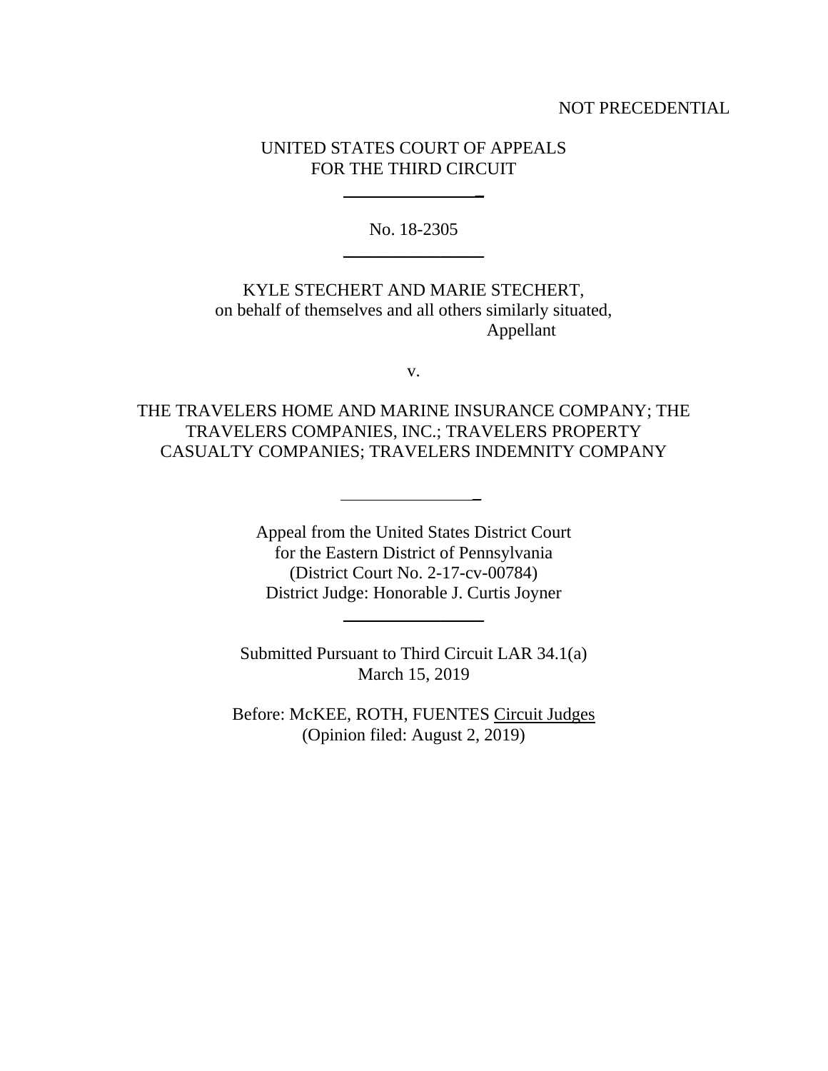NOT PRECEDENTIAL

UNITED STATES COURT OF APPEALS
FOR THE THIRD CIRCUIT

---

No. 18-2305

---

KYLE STECHERT AND MARIE STECHERT,
on behalf of themselves and all others similarly situated,
Appellant

v.

THE TRAVELERS HOME AND MARINE INSURANCE COMPANY; THE TRAVELERS COMPANIES, INC.; TRAVELERS PROPERTY CASUALTY COMPANIES; TRAVELERS INDEMNITY COMPANY

---

Appeal from the United States District Court
for the Eastern District of Pennsylvania
(District Court No. 2-17-cv-00784)
District Judge: Honorable J. Curtis Joyner

---

Submitted Pursuant to Third Circuit LAR 34.1(a)
March 15, 2019

Before: McKEE, ROTH, FUENTES Circuit Judges
(Opinion filed: August 2, 2019)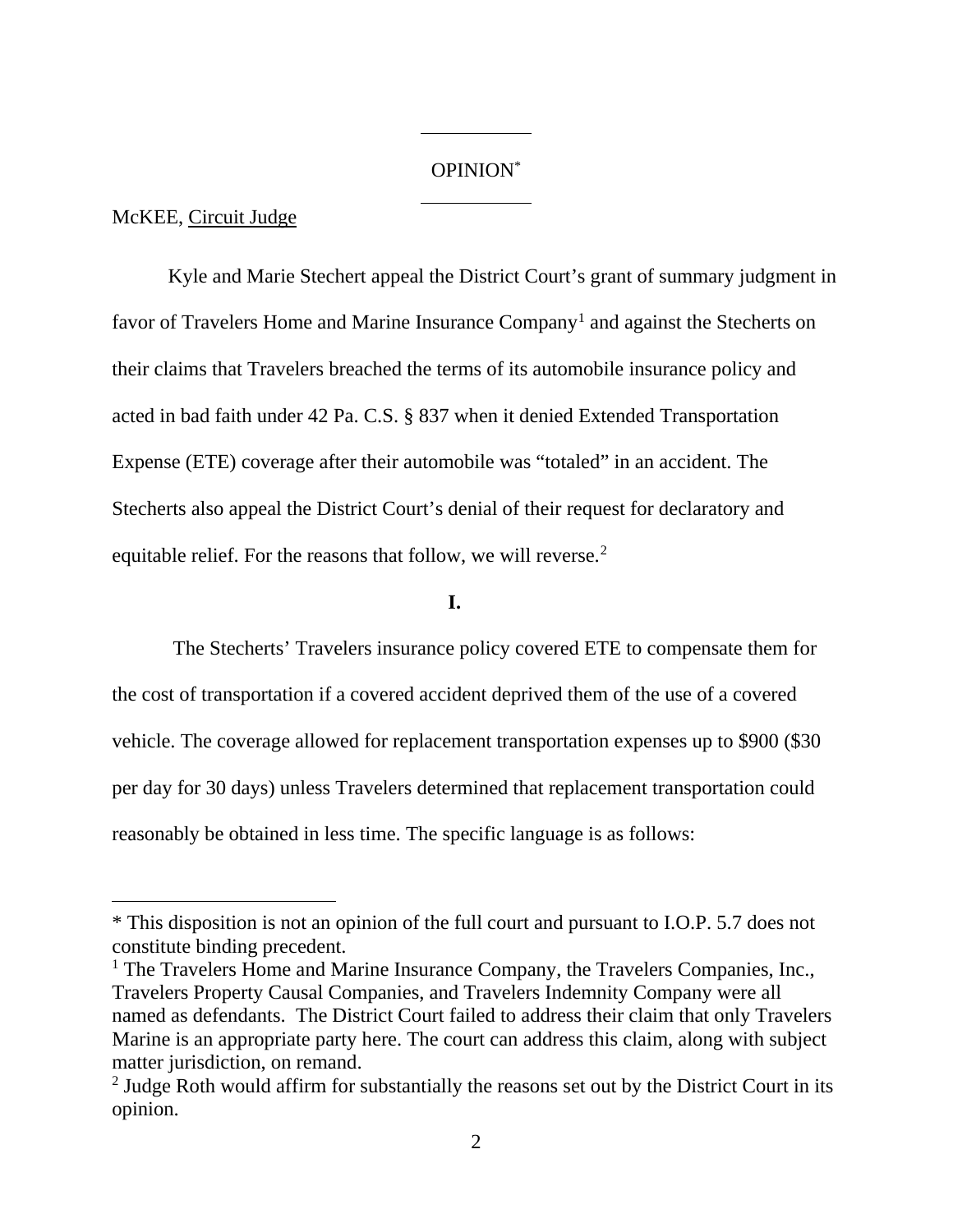# OPINION[*]

McKEE, Circuit Judge

Kyle and Marie Stechert appeal the District Court's grant of summary judgment in favor of Travelers Home and Marine Insurance Company[1] and against the Stecherts on their claims that Travelers breached the terms of its automobile insurance policy and acted in bad faith under 42 Pa. C.S. § 837 when it denied Extended Transportation Expense (ETE) coverage after their automobile was "totaled" in an accident. The Stecherts also appeal the District Court's denial of their request for declaratory and equitable relief. For the reasons that follow, we will reverse.[2]

## I.

The Stecherts' Travelers insurance policy covered ETE to compensate them for the cost of transportation if a covered accident deprived them of the use of a covered vehicle. The coverage allowed for replacement transportation expenses up to $900 ($30 per day for 30 days) unless Travelers determined that replacement transportation could reasonably be obtained in less time. The specific language is as follows:

---

* This disposition is not an opinion of the full court and pursuant to I.O.P. 5.7 does not constitute binding precedent.

[1] The Travelers Home and Marine Insurance Company, the Travelers Companies, Inc., Travelers Property Causal Companies, and Travelers Indemnity Company were all named as defendants. The District Court failed to address their claim that only Travelers Marine is an appropriate party here. The court can address this claim, along with subject matter jurisdiction, on remand.

[2] Judge Roth would affirm for substantially the reasons set out by the District Court in its opinion.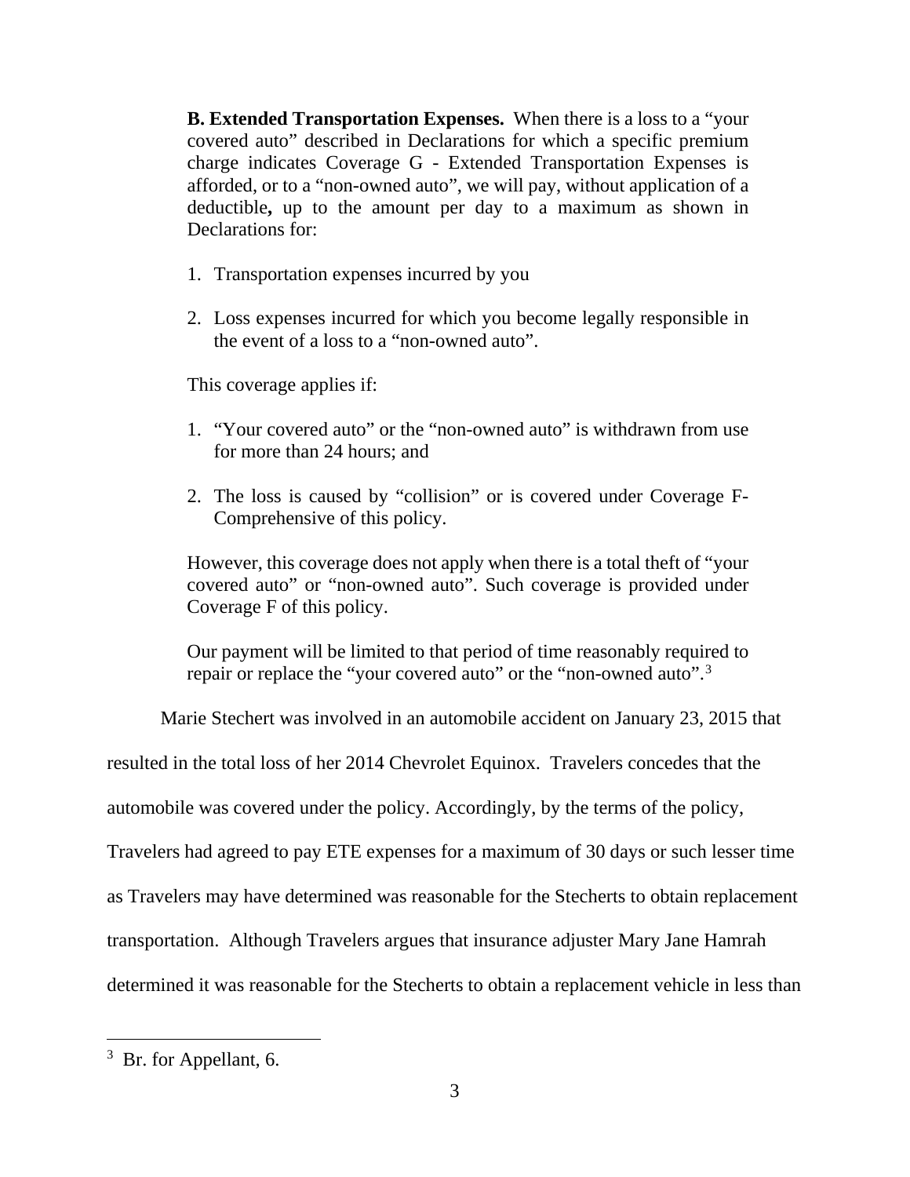> **B. Extended Transportation Expenses.** When there is a loss to a "your covered auto" described in Declarations for which a specific premium charge indicates Coverage G - Extended Transportation Expenses is afforded, or to a "non-owned auto", we will pay, without application of a deductible**,** up to the amount per day to a maximum as shown in Declarations for:
>
> 1. Transportation expenses incurred by you
> 2. Loss expenses incurred for which you become legally responsible in the event of a loss to a "non-owned auto".
>
> This coverage applies if:
>
> 1. "Your covered auto" or the "non-owned auto" is withdrawn from use for more than 24 hours; and
> 2. The loss is caused by "collision" or is covered under Coverage F-Comprehensive of this policy.
>
> However, this coverage does not apply when there is a total theft of "your covered auto" or "non-owned auto". Such coverage is provided under Coverage F of this policy.
>
> Our payment will be limited to that period of time reasonably required to repair or replace the "your covered auto" or the "non-owned auto".[3]

Marie Stechert was involved in an automobile accident on January 23, 2015 that resulted in the total loss of her 2014 Chevrolet Equinox. Travelers concedes that the automobile was covered under the policy. Accordingly, by the terms of the policy, Travelers had agreed to pay ETE expenses for a maximum of 30 days or such lesser time as Travelers may have determined was reasonable for the Stecherts to obtain replacement transportation. Although Travelers argues that insurance adjuster Mary Jane Hamrah determined it was reasonable for the Stecherts to obtain a replacement vehicle in less than

---

[3] Br. for Appellant, 6.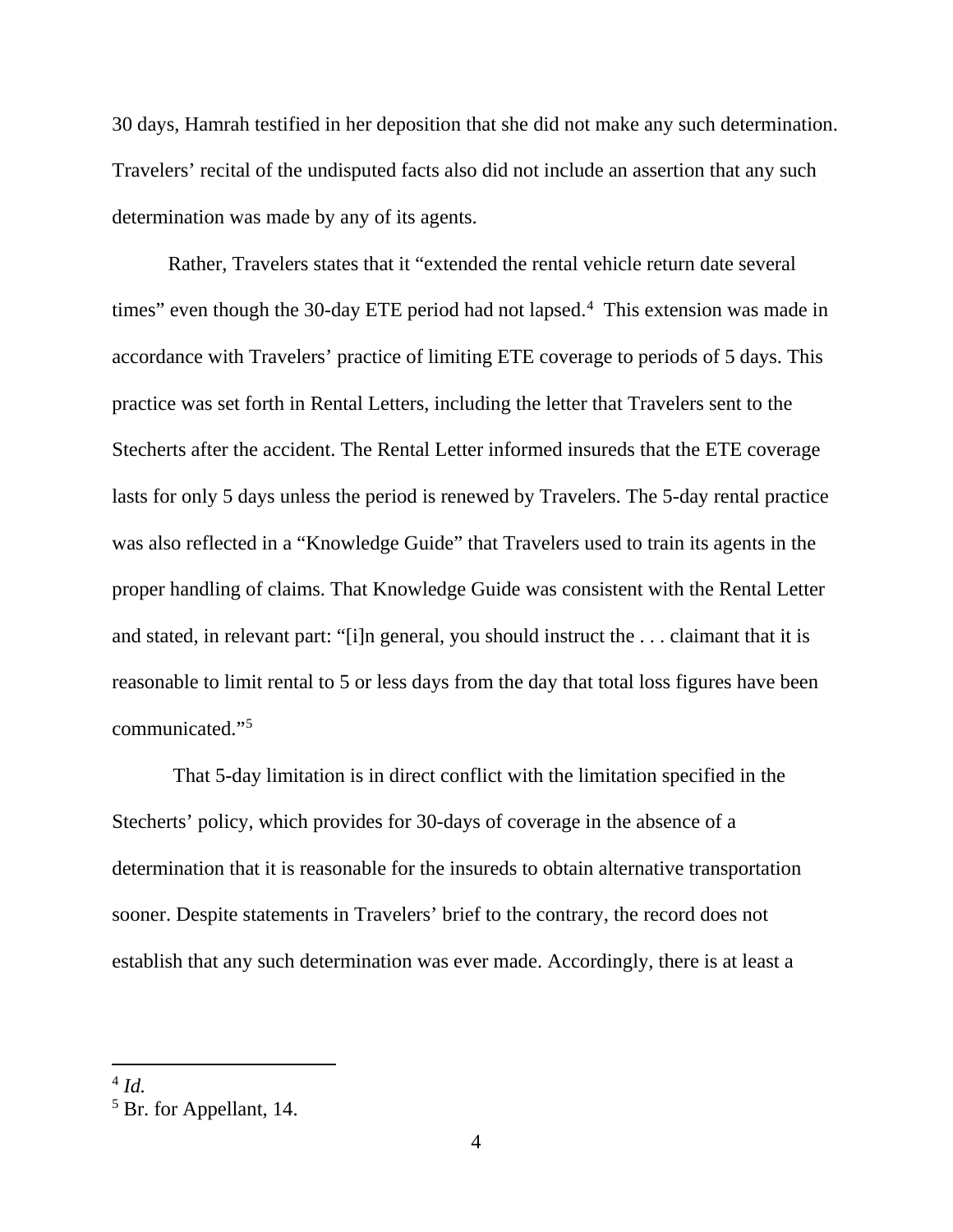30 days, Hamrah testified in her deposition that she did not make any such determination. Travelers' recital of the undisputed facts also did not include an assertion that any such determination was made by any of its agents.

Rather, Travelers states that it "extended the rental vehicle return date several times" even though the 30-day ETE period had not lapsed.[4] This extension was made in accordance with Travelers' practice of limiting ETE coverage to periods of 5 days. This practice was set forth in Rental Letters, including the letter that Travelers sent to the Stecherts after the accident. The Rental Letter informed insureds that the ETE coverage lasts for only 5 days unless the period is renewed by Travelers. The 5-day rental practice was also reflected in a "Knowledge Guide" that Travelers used to train its agents in the proper handling of claims. That Knowledge Guide was consistent with the Rental Letter and stated, in relevant part: "[i]n general, you should instruct the . . . claimant that it is reasonable to limit rental to 5 or less days from the day that total loss figures have been communicated."[5]

That 5-day limitation is in direct conflict with the limitation specified in the Stecherts' policy, which provides for 30-days of coverage in the absence of a determination that it is reasonable for the insureds to obtain alternative transportation sooner. Despite statements in Travelers' brief to the contrary, the record does not establish that any such determination was ever made. Accordingly, there is at least a

---

[4] *Id.*

[5] Br. for Appellant, 14.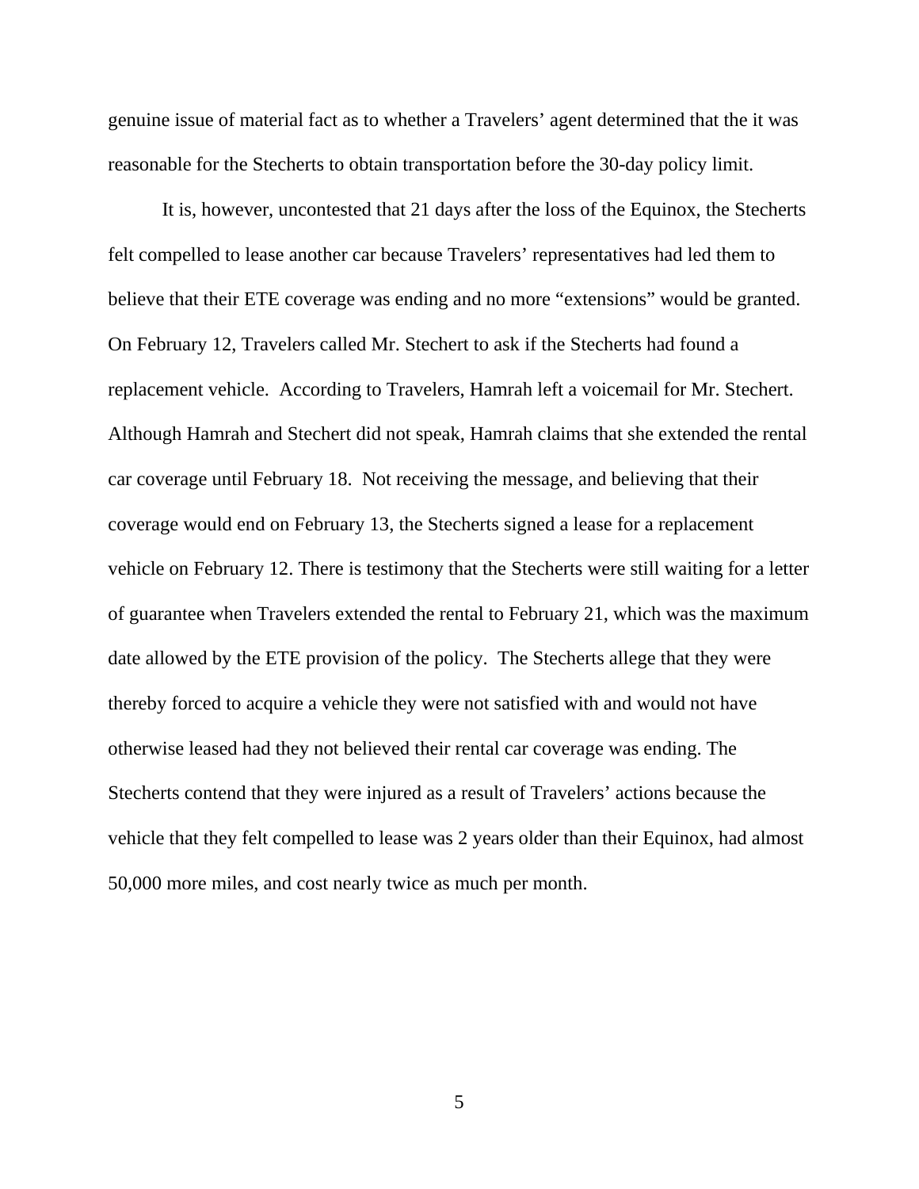genuine issue of material fact as to whether a Travelers' agent determined that the it was reasonable for the Stecherts to obtain transportation before the 30-day policy limit.

It is, however, uncontested that 21 days after the loss of the Equinox, the Stecherts felt compelled to lease another car because Travelers' representatives had led them to believe that their ETE coverage was ending and no more "extensions" would be granted. On February 12, Travelers called Mr. Stechert to ask if the Stecherts had found a replacement vehicle. According to Travelers, Hamrah left a voicemail for Mr. Stechert. Although Hamrah and Stechert did not speak, Hamrah claims that she extended the rental car coverage until February 18. Not receiving the message, and believing that their coverage would end on February 13, the Stecherts signed a lease for a replacement vehicle on February 12. There is testimony that the Stecherts were still waiting for a letter of guarantee when Travelers extended the rental to February 21, which was the maximum date allowed by the ETE provision of the policy. The Stecherts allege that they were thereby forced to acquire a vehicle they were not satisfied with and would not have otherwise leased had they not believed their rental car coverage was ending. The Stecherts contend that they were injured as a result of Travelers' actions because the vehicle that they felt compelled to lease was 2 years older than their Equinox, had almost 50,000 more miles, and cost nearly twice as much per month.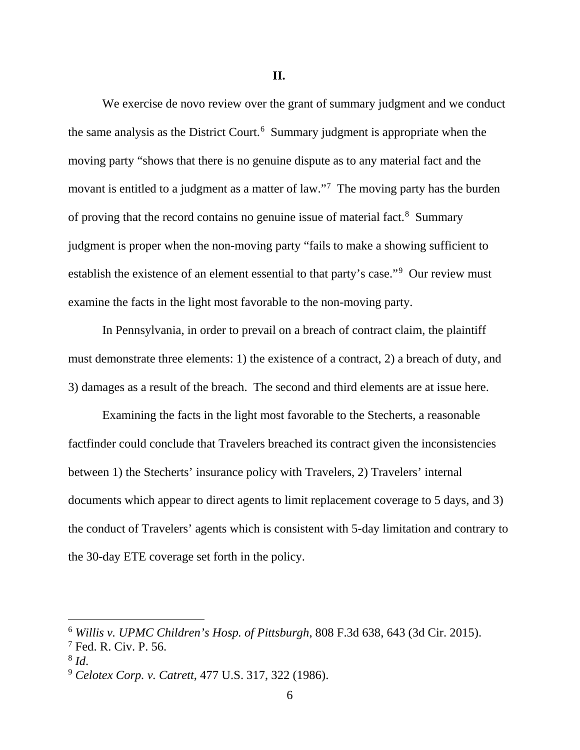## II.

We exercise de novo review over the grant of summary judgment and we conduct the same analysis as the District Court.[6] Summary judgment is appropriate when the moving party "shows that there is no genuine dispute as to any material fact and the movant is entitled to a judgment as a matter of law."[7] The moving party has the burden of proving that the record contains no genuine issue of material fact.[8] Summary judgment is proper when the non-moving party "fails to make a showing sufficient to establish the existence of an element essential to that party's case."[9] Our review must examine the facts in the light most favorable to the non-moving party.

In Pennsylvania, in order to prevail on a breach of contract claim, the plaintiff must demonstrate three elements: 1) the existence of a contract, 2) a breach of duty, and 3) damages as a result of the breach. The second and third elements are at issue here.

Examining the facts in the light most favorable to the Stecherts, a reasonable factfinder could conclude that Travelers breached its contract given the inconsistencies between 1) the Stecherts' insurance policy with Travelers, 2) Travelers' internal documents which appear to direct agents to limit replacement coverage to 5 days, and 3) the conduct of Travelers' agents which is consistent with 5-day limitation and contrary to the 30-day ETE coverage set forth in the policy.

---

[6] *Willis v. UPMC Children's Hosp. of Pittsburgh*, 808 F.3d 638, 643 (3d Cir. 2015).

[7] Fed. R. Civ. P. 56.

[8] *Id.*

[9] *Celotex Corp. v. Catrett*, 477 U.S. 317, 322 (1986).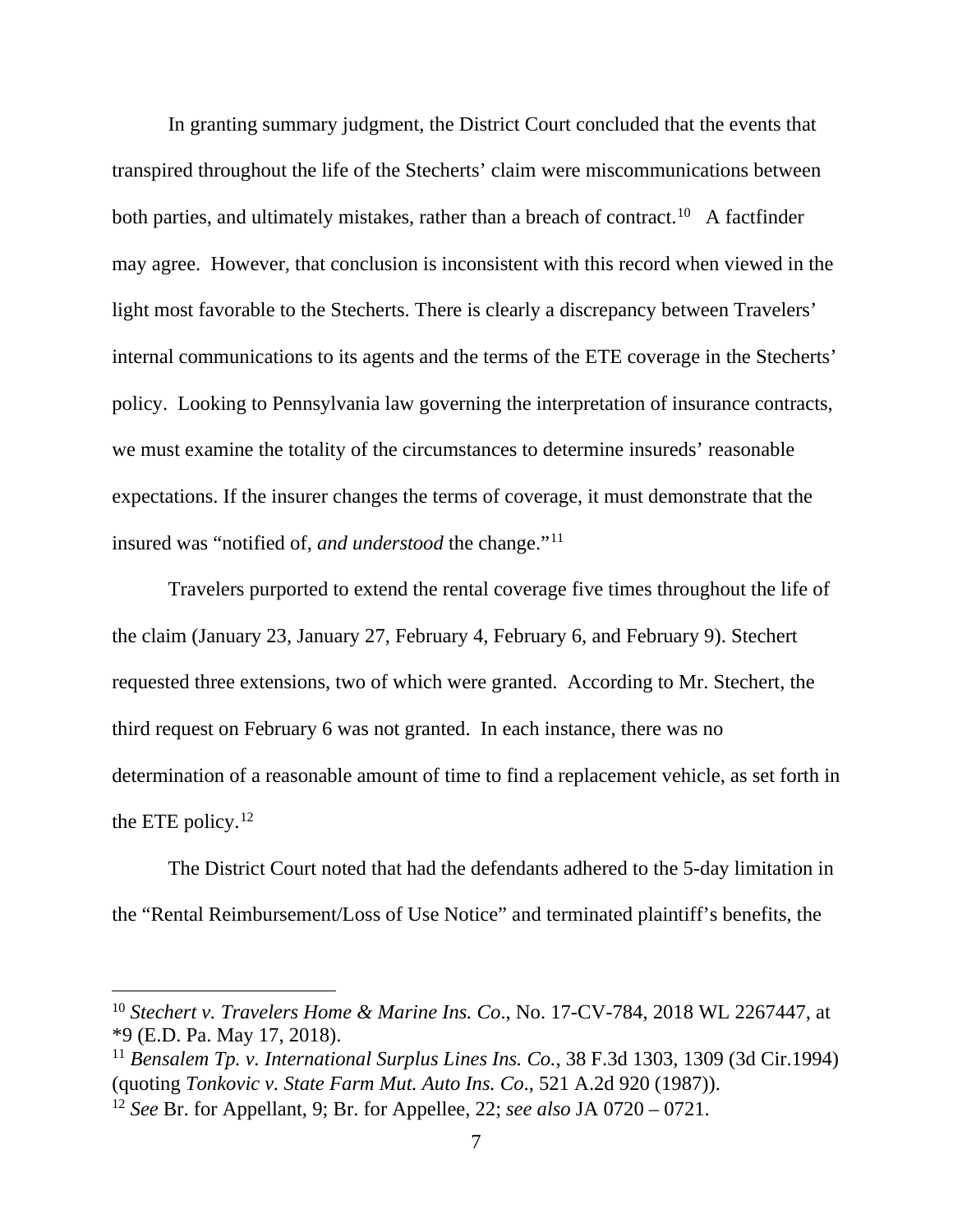In granting summary judgment, the District Court concluded that the events that transpired throughout the life of the Stecherts' claim were miscommunications between both parties, and ultimately mistakes, rather than a breach of contract.[10] A factfinder may agree. However, that conclusion is inconsistent with this record when viewed in the light most favorable to the Stecherts. There is clearly a discrepancy between Travelers' internal communications to its agents and the terms of the ETE coverage in the Stecherts' policy. Looking to Pennsylvania law governing the interpretation of insurance contracts, we must examine the totality of the circumstances to determine insureds' reasonable expectations. If the insurer changes the terms of coverage, it must demonstrate that the insured was "notified of, *and understood* the change."[11]

Travelers purported to extend the rental coverage five times throughout the life of the claim (January 23, January 27, February 4, February 6, and February 9). Stechert requested three extensions, two of which were granted. According to Mr. Stechert, the third request on February 6 was not granted. In each instance, there was no determination of a reasonable amount of time to find a replacement vehicle, as set forth in the ETE policy.[12]

The District Court noted that had the defendants adhered to the 5-day limitation in the "Rental Reimbursement/Loss of Use Notice" and terminated plaintiff's benefits, the

---

[10] *Stechert v. Travelers Home & Marine Ins. Co*., No. 17-CV-784, 2018 WL 2267447, at *9 (E.D. Pa. May 17, 2018).

[11] *Bensalem Tp. v. International Surplus Lines Ins. Co.*, 38 F.3d 1303, 1309 (3d Cir.1994) (quoting *Tonkovic v. State Farm Mut. Auto Ins. Co*., 521 A.2d 920 (1987)).

[12] *See* Br. for Appellant, 9; Br. for Appellee, 22; *see also* JA 0720 – 0721.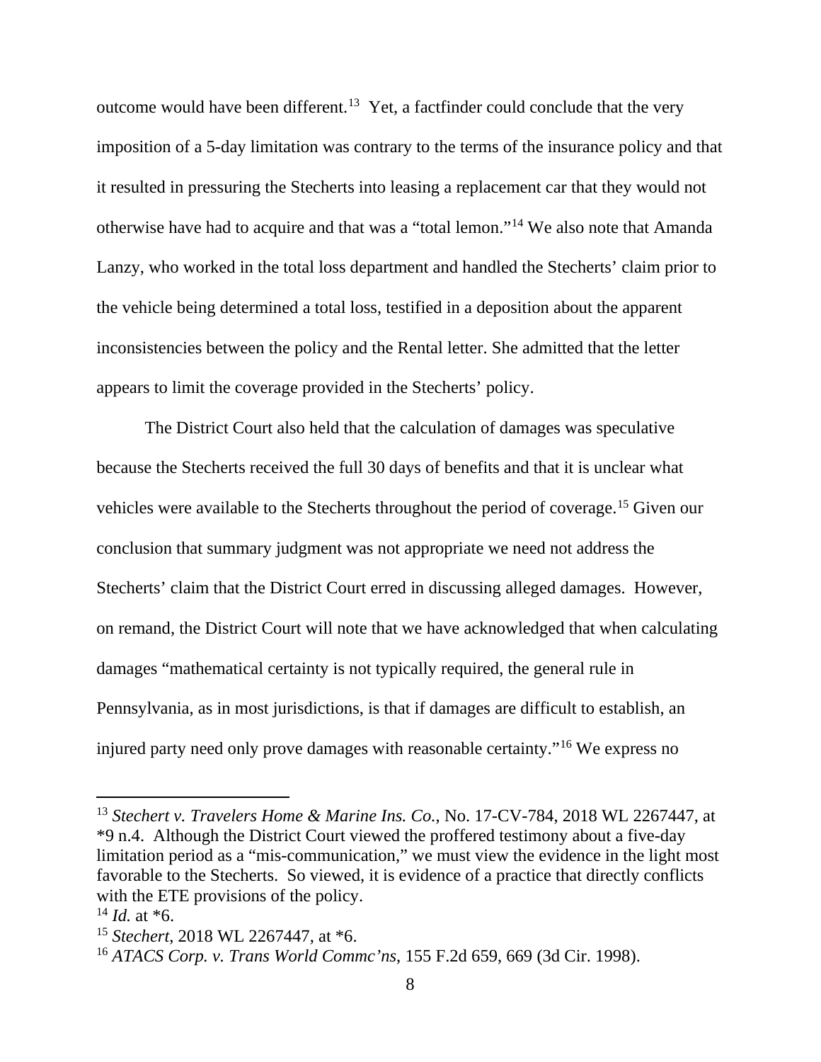outcome would have been different.[13] Yet, a factfinder could conclude that the very imposition of a 5-day limitation was contrary to the terms of the insurance policy and that it resulted in pressuring the Stecherts into leasing a replacement car that they would not otherwise have had to acquire and that was a "total lemon."[14] We also note that Amanda Lanzy, who worked in the total loss department and handled the Stecherts' claim prior to the vehicle being determined a total loss, testified in a deposition about the apparent inconsistencies between the policy and the Rental letter. She admitted that the letter appears to limit the coverage provided in the Stecherts' policy.

The District Court also held that the calculation of damages was speculative because the Stecherts received the full 30 days of benefits and that it is unclear what vehicles were available to the Stecherts throughout the period of coverage.[15] Given our conclusion that summary judgment was not appropriate we need not address the Stecherts' claim that the District Court erred in discussing alleged damages. However, on remand, the District Court will note that we have acknowledged that when calculating damages "mathematical certainty is not typically required, the general rule in Pennsylvania, as in most jurisdictions, is that if damages are difficult to establish, an injured party need only prove damages with reasonable certainty."[16] We express no

---

[13] *Stechert v. Travelers Home & Marine Ins. Co.*, No. 17-CV-784, 2018 WL 2267447, at *9 n.4. Although the District Court viewed the proffered testimony about a five-day limitation period as a "mis-communication," we must view the evidence in the light most favorable to the Stecherts. So viewed, it is evidence of a practice that directly conflicts with the ETE provisions of the policy.

[14] *Id.* at *6.

[15] *Stechert*, 2018 WL 2267447, at *6.

[16] *ATACS Corp. v. Trans World Commc'ns*, 155 F.2d 659, 669 (3d Cir. 1998).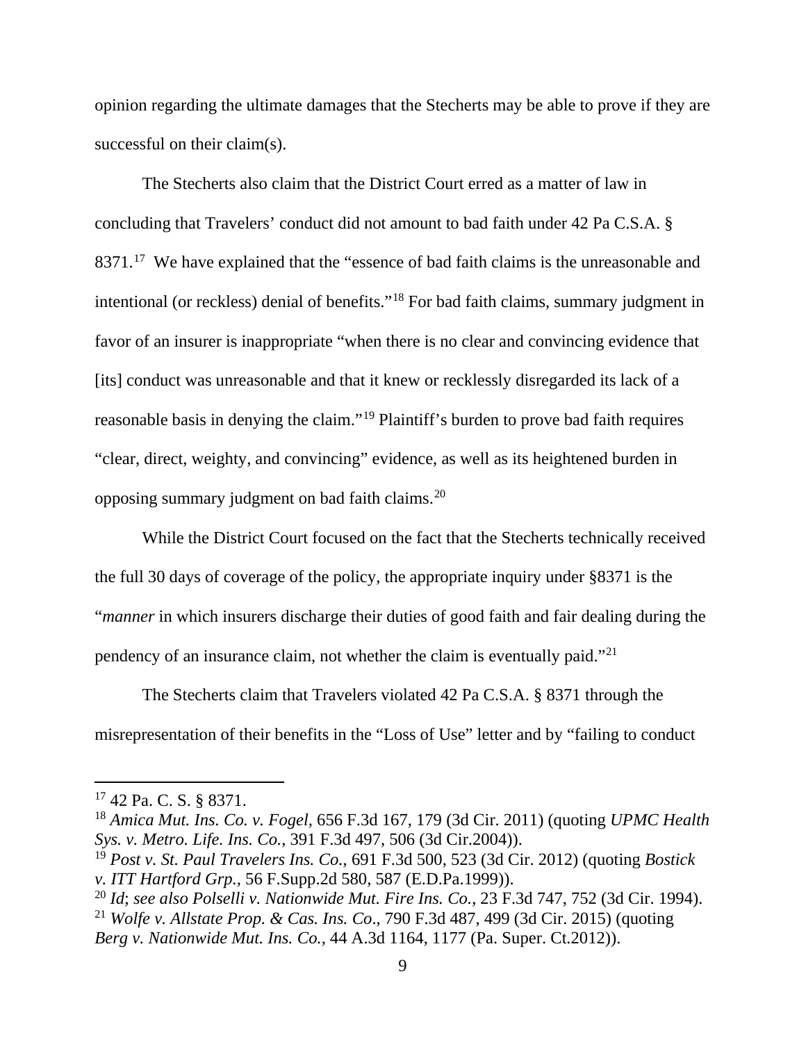opinion regarding the ultimate damages that the Stecherts may be able to prove if they are successful on their claim(s).

The Stecherts also claim that the District Court erred as a matter of law in concluding that Travelers' conduct did not amount to bad faith under 42 Pa C.S.A. § 8371.[17] We have explained that the "essence of bad faith claims is the unreasonable and intentional (or reckless) denial of benefits."[18] For bad faith claims, summary judgment in favor of an insurer is inappropriate "when there is no clear and convincing evidence that [its] conduct was unreasonable and that it knew or recklessly disregarded its lack of a reasonable basis in denying the claim."[19] Plaintiff's burden to prove bad faith requires "clear, direct, weighty, and convincing" evidence, as well as its heightened burden in opposing summary judgment on bad faith claims.[20]

While the District Court focused on the fact that the Stecherts technically received the full 30 days of coverage of the policy, the appropriate inquiry under §8371 is the "*manner* in which insurers discharge their duties of good faith and fair dealing during the pendency of an insurance claim, not whether the claim is eventually paid."[21]

The Stecherts claim that Travelers violated 42 Pa C.S.A. § 8371 through the misrepresentation of their benefits in the "Loss of Use" letter and by "failing to conduct

---

[17] 42 Pa. C. S. § 8371.

[18] *Amica Mut. Ins. Co. v. Fogel*, 656 F.3d 167, 179 (3d Cir. 2011) (quoting *UPMC Health Sys. v. Metro. Life. Ins. Co.*, 391 F.3d 497, 506 (3d Cir.2004)).

[19] *Post v. St. Paul Travelers Ins. Co.*, 691 F.3d 500, 523 (3d Cir. 2012) (quoting *Bostick v. ITT Hartford Grp.*, 56 F.Supp.2d 580, 587 (E.D.Pa.1999)).

[20] *Id*; *see also Polselli v. Nationwide Mut. Fire Ins. Co.*, 23 F.3d 747, 752 (3d Cir. 1994).

[21] *Wolfe v. Allstate Prop. & Cas. Ins. Co*., 790 F.3d 487, 499 (3d Cir. 2015) (quoting *Berg v. Nationwide Mut. Ins. Co.*, 44 A.3d 1164, 1177 (Pa. Super. Ct.2012)).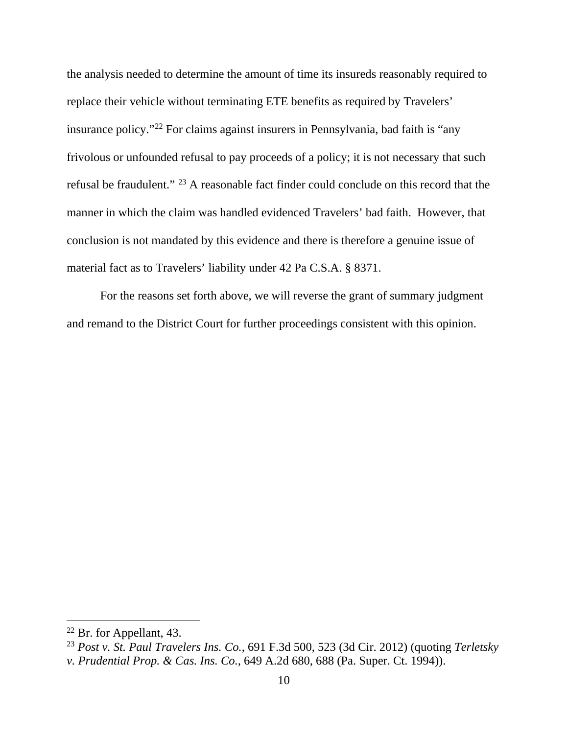the analysis needed to determine the amount of time its insureds reasonably required to replace their vehicle without terminating ETE benefits as required by Travelers' insurance policy."[22] For claims against insurers in Pennsylvania, bad faith is "any frivolous or unfounded refusal to pay proceeds of a policy; it is not necessary that such refusal be fraudulent." [23] A reasonable fact finder could conclude on this record that the manner in which the claim was handled evidenced Travelers' bad faith. However, that conclusion is not mandated by this evidence and there is therefore a genuine issue of material fact as to Travelers' liability under 42 Pa C.S.A. § 8371.

For the reasons set forth above, we will reverse the grant of summary judgment and remand to the District Court for further proceedings consistent with this opinion.

---

[22] Br. for Appellant, 43.

[23] *Post v. St. Paul Travelers Ins. Co.*, 691 F.3d 500, 523 (3d Cir. 2012) (quoting *Terletsky v. Prudential Prop. & Cas. Ins. Co.*, 649 A.2d 680, 688 (Pa. Super. Ct. 1994)).